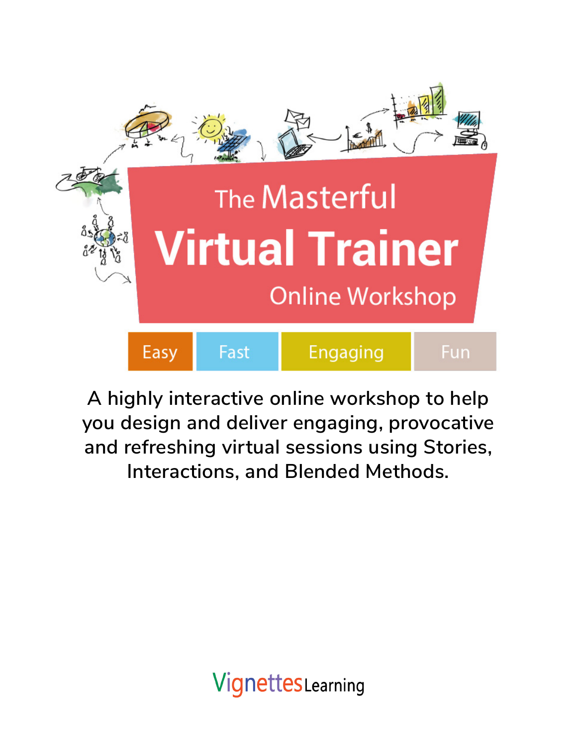# The Masterful Virtual Trainer

## Online Workshop

Easy | Fast | Engaging | Fun

A highly interactive online workshop to help you design and deliver engaging, provocative and refreshing virtual sessions using Stories, Interactions, and Blended Methods.

Vignettes Learning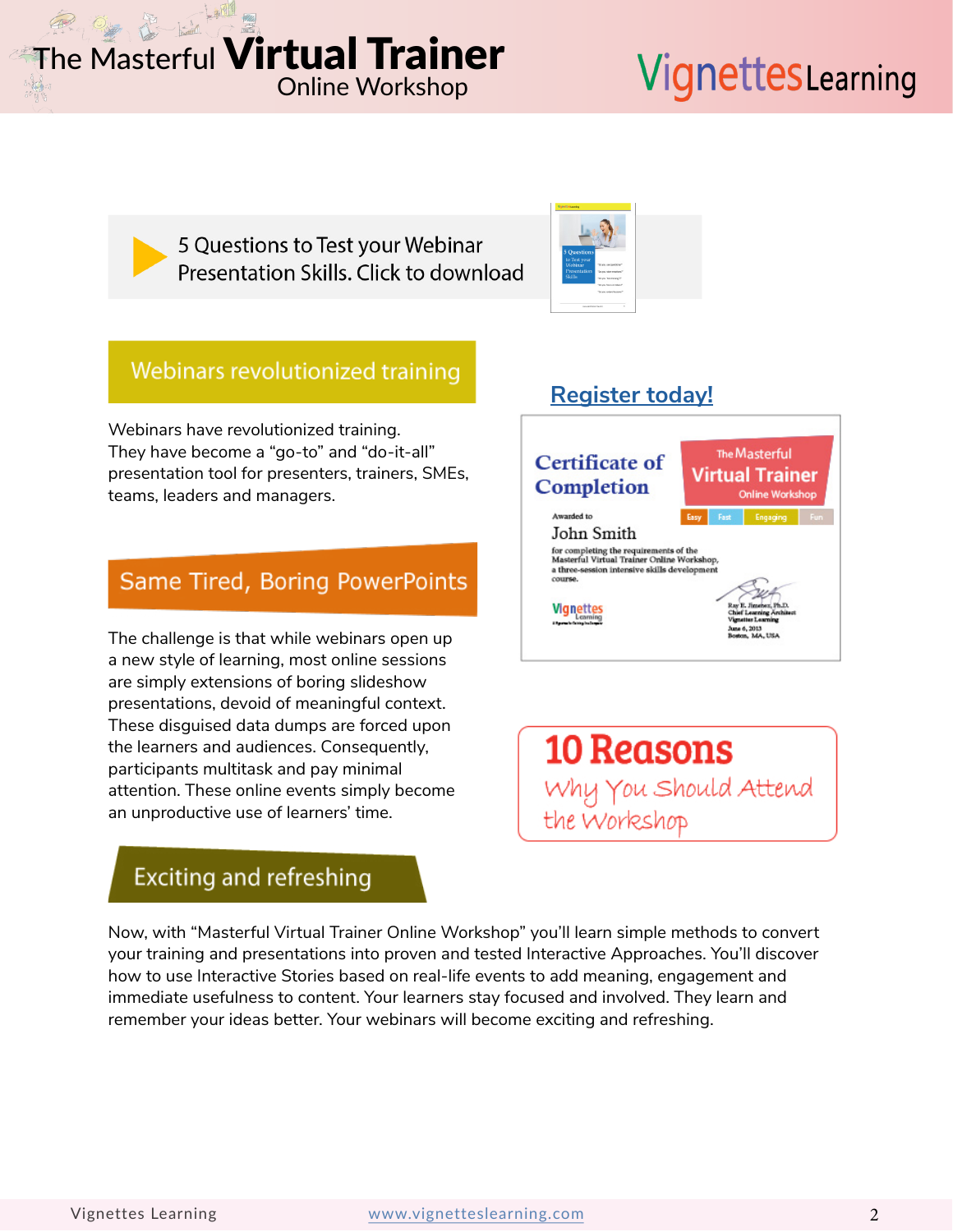5 Questions to Test your Webinar Presentation Skills. Click to download

## Webinars revolutionized training

Webinars have revolutionized training. They have become a “go-to” and “do-it-all” presentation tool for presenters, trainers, SMEs, teams, leaders and managers.

**Register today!**

## Same Tired, Boring PowerPoints

The challenge is that while webinars open up a new style of learning, most online sessions are simply extensions of boring slideshow presentations, devoid of meaningful context. These disguised data dumps are forced upon the learners and audiences. Consequently, participants multitask and pay minimal attention. These online events simply become an unproductive use of learners’ time.

**10 Reasons**
*Why You Should Attend the Workshop*

## Exciting and refreshing

Now, with “Masterful Virtual Trainer Online Workshop” you’ll learn simple methods to convert your training and presentations into proven and tested Interactive Approaches. You’ll discover how to use Interactive Stories based on real-life events to add meaning, engagement and immediate usefulness to content. Your learners stay focused and involved. They learn and remember your ideas better. Your webinars will become exciting and refreshing.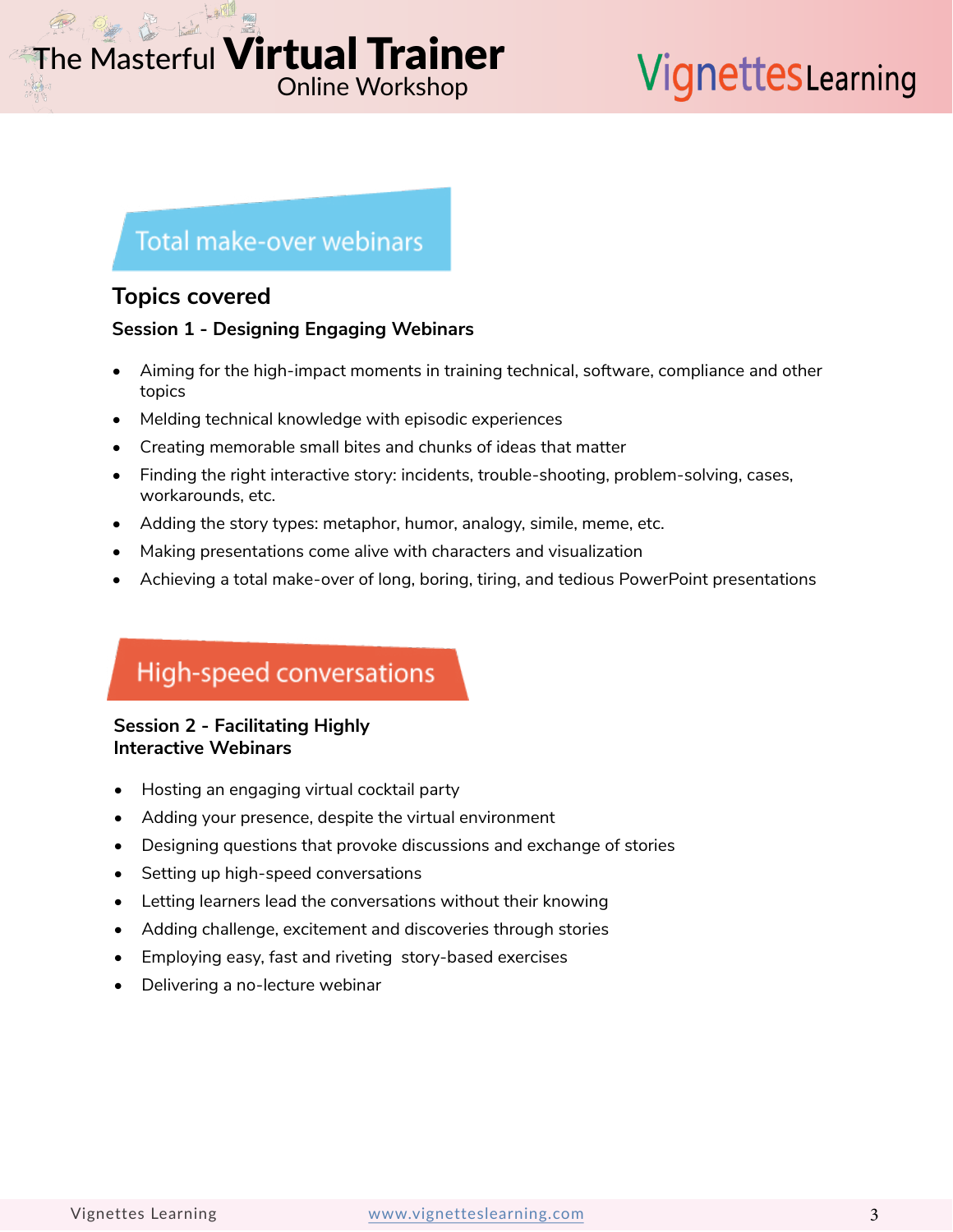## Total make-over webinars

### Topics covered

**Session 1 - Designing Engaging Webinars**

- Aiming for the high-impact moments in training technical, software, compliance and other topics
- Melding technical knowledge with episodic experiences
- Creating memorable small bites and chunks of ideas that matter
- Finding the right interactive story: incidents, trouble-shooting, problem-solving, cases, workarounds, etc.
- Adding the story types: metaphor, humor, analogy, simile, meme, etc.
- Making presentations come alive with characters and visualization
- Achieving a total make-over of long, boring, tiring, and tedious PowerPoint presentations

## High-speed conversations

**Session 2 - Facilitating Highly Interactive Webinars**

- Hosting an engaging virtual cocktail party
- Adding your presence, despite the virtual environment
- Designing questions that provoke discussions and exchange of stories
- Setting up high-speed conversations
- Letting learners lead the conversations without their knowing
- Adding challenge, excitement and discoveries through stories
- Employing easy, fast and riveting story-based exercises
- Delivering a no-lecture webinar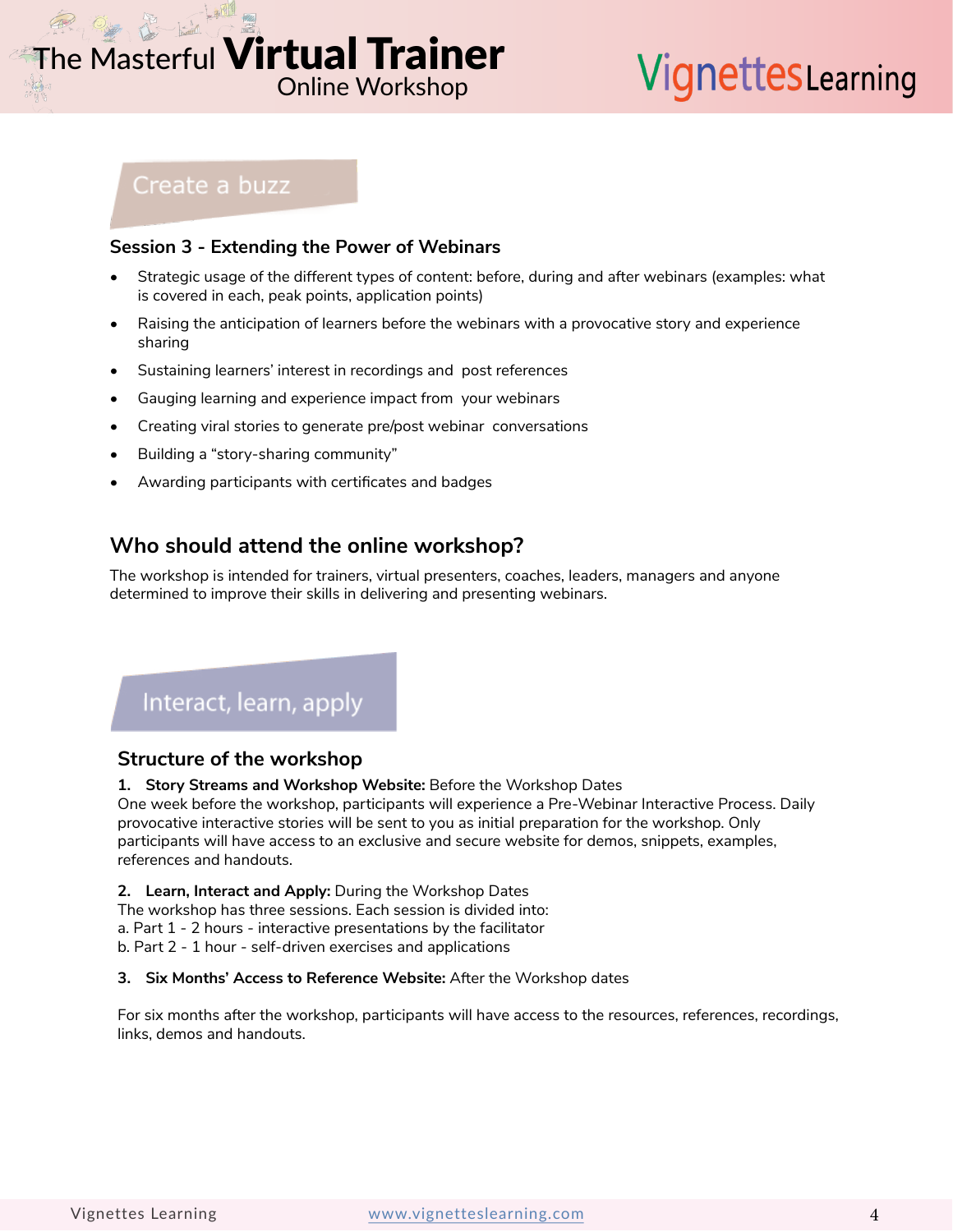## Create a buzz

### Session 3 - Extending the Power of Webinars

- Strategic usage of the different types of content: before, during and after webinars (examples: what is covered in each, peak points, application points)
- Raising the anticipation of learners before the webinars with a provocative story and experience sharing
- Sustaining learners' interest in recordings and post references
- Gauging learning and experience impact from your webinars
- Creating viral stories to generate pre/post webinar conversations
- Building a "story-sharing community"
- Awarding participants with certificates and badges

## Who should attend the online workshop?

The workshop is intended for trainers, virtual presenters, coaches, leaders, managers and anyone determined to improve their skills in delivering and presenting webinars.

## Interact, learn, apply

### Structure of the workshop

1. **Story Streams and Workshop Website:** Before the Workshop Dates
One week before the workshop, participants will experience a Pre-Webinar Interactive Process. Daily provocative interactive stories will be sent to you as initial preparation for the workshop. Only participants will have access to an exclusive and secure website for demos, snippets, examples, references and handouts.

2. **Learn, Interact and Apply:** During the Workshop Dates
The workshop has three sessions. Each session is divided into:
a. Part 1 - 2 hours - interactive presentations by the facilitator
b. Part 2 - 1 hour - self-driven exercises and applications

3. **Six Months' Access to Reference Website:** After the Workshop dates

For six months after the workshop, participants will have access to the resources, references, recordings, links, demos and handouts.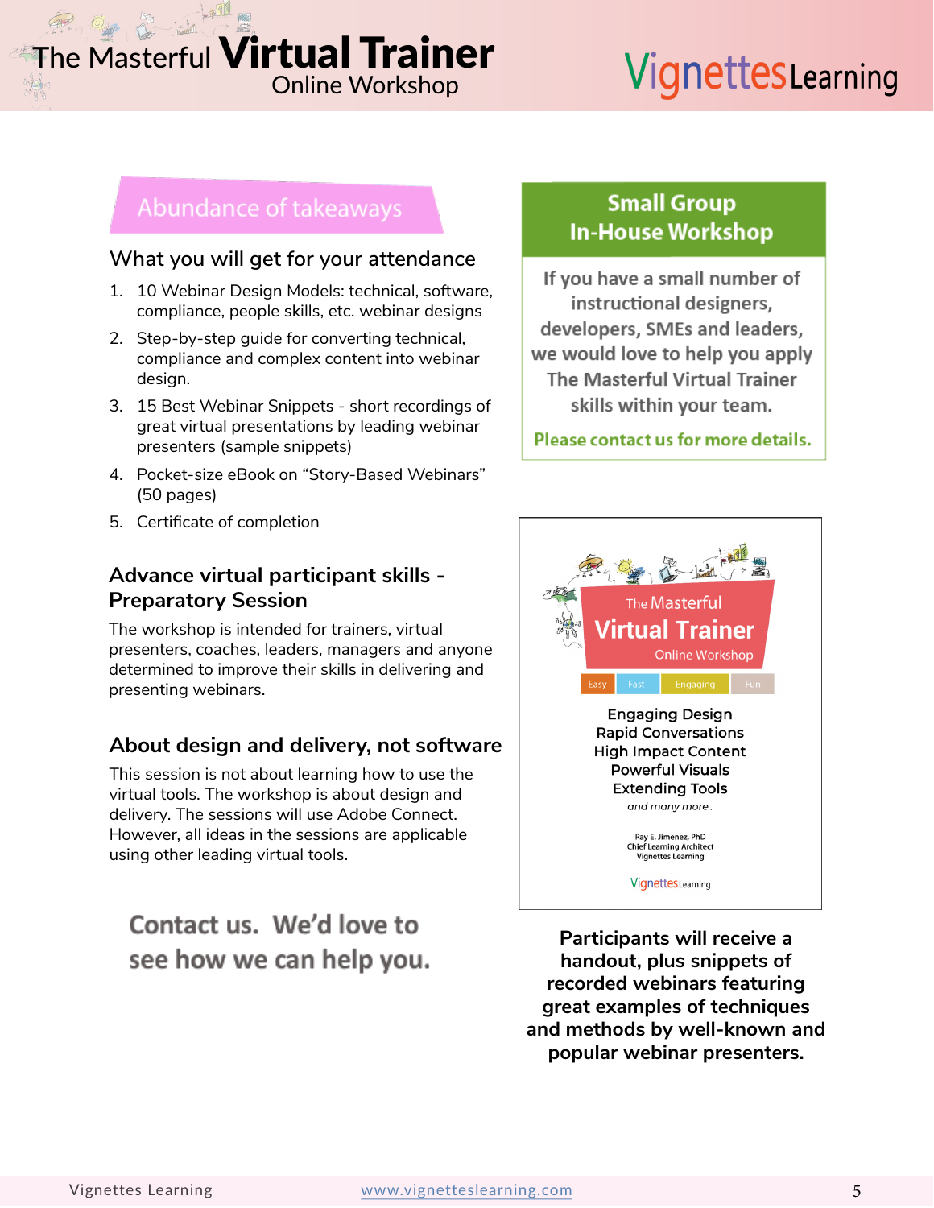## Abundance of takeaways

### What you will get for your attendance

1. 10 Webinar Design Models: technical, software, compliance, people skills, etc. webinar designs
2. Step-by-step guide for converting technical, compliance and complex content into webinar design.
3. 15 Best Webinar Snippets - short recordings of great virtual presentations by leading webinar presenters (sample snippets)
4. Pocket-size eBook on "Story-Based Webinars" (50 pages)
5. Certificate of completion

### Advance virtual participant skills - Preparatory Session

The workshop is intended for trainers, virtual presenters, coaches, leaders, managers and anyone determined to improve their skills in delivering and presenting webinars.

### About design and delivery, not software

This session is not about learning how to use the virtual tools. The workshop is about design and delivery. The sessions will use Adobe Connect. However, all ideas in the sessions are applicable using other leading virtual tools.

**Contact us. We'd love to see how we can help you.**

## Small Group In-House Workshop

If you have a small number of instructional designers, developers, SMEs and leaders, we would love to help you apply The Masterful Virtual Trainer skills within your team.

**Please contact us for more details.**

The Masterful **Virtual Trainer** Online Workshop

Easy | Fast | Engaging | Fun

Engaging Design
Rapid Conversations
High Impact Content
Powerful Visuals
Extending Tools
*and many more..*

Ray E. Jimenez, PhD
Chief Learning Architect
Vignettes Learning

**Participants will receive a handout, plus snippets of recorded webinars featuring great examples of techniques and methods by well-known and popular webinar presenters.**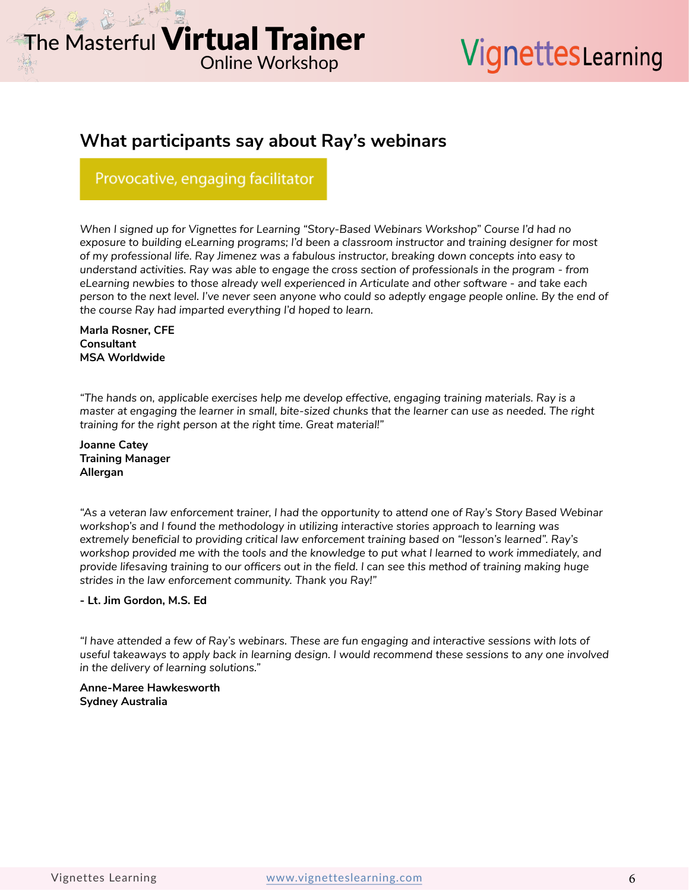## What participants say about Ray's webinars

**Provocative, engaging facilitator**

*When I signed up for Vignettes for Learning "Story-Based Webinars Workshop" Course I'd had no exposure to building eLearning programs; I'd been a classroom instructor and training designer for most of my professional life. Ray Jimenez was a fabulous instructor, breaking down concepts into easy to understand activities. Ray was able to engage the cross section of professionals in the program - from eLearning newbies to those already well experienced in Articulate and other software - and take each person to the next level. I've never seen anyone who could so adeptly engage people online. By the end of the course Ray had imparted everything I'd hoped to learn.*

**Marla Rosner, CFE**
**Consultant**
**MSA Worldwide**

*"The hands on, applicable exercises help me develop effective, engaging training materials. Ray is a master at engaging the learner in small, bite-sized chunks that the learner can use as needed. The right training for the right person at the right time. Great material!"*

**Joanne Catey**
**Training Manager**
**Allergan**

*"As a veteran law enforcement trainer, I had the opportunity to attend one of Ray's Story Based Webinar workshop's and I found the methodology in utilizing interactive stories approach to learning was extremely beneficial to providing critical law enforcement training based on "lesson's learned". Ray's workshop provided me with the tools and the knowledge to put what I learned to work immediately, and provide lifesaving training to our officers out in the field. I can see this method of training making huge strides in the law enforcement community. Thank you Ray!"*

**- Lt. Jim Gordon, M.S. Ed**

*"I have attended a few of Ray's webinars. These are fun engaging and interactive sessions with lots of useful takeaways to apply back in learning design. I would recommend these sessions to any one involved in the delivery of learning solutions."*

**Anne-Maree Hawkesworth**
**Sydney Australia**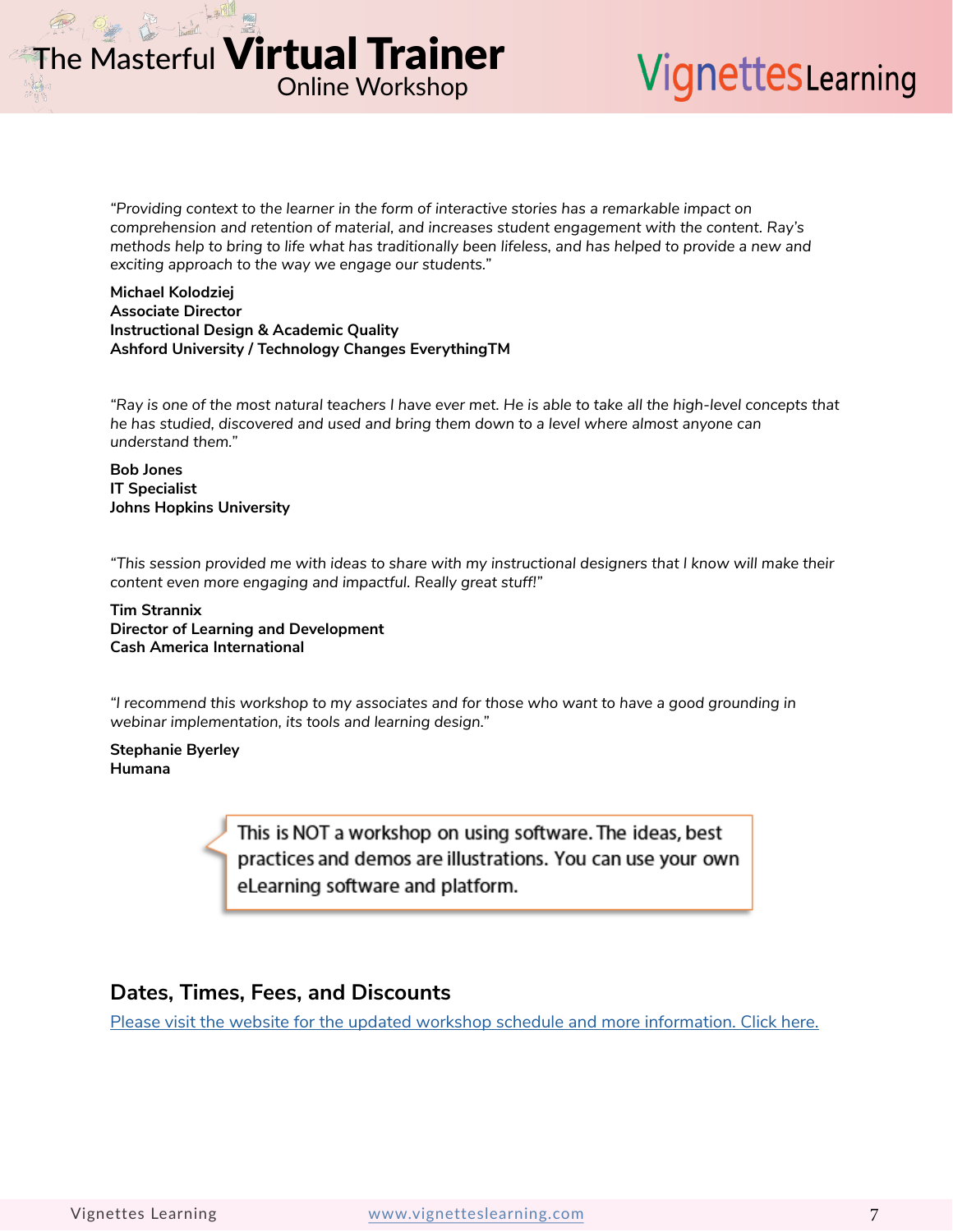*"Providing context to the learner in the form of interactive stories has a remarkable impact on comprehension and retention of material, and increases student engagement with the content. Ray's methods help to bring to life what has traditionally been lifeless, and has helped to provide a new and exciting approach to the way we engage our students."*

**Michael Kolodziej**
**Associate Director**
**Instructional Design & Academic Quality**
**Ashford University / Technology Changes EverythingTM**

*"Ray is one of the most natural teachers I have ever met. He is able to take all the high-level concepts that he has studied, discovered and used and bring them down to a level where almost anyone can understand them."*

**Bob Jones**
**IT Specialist**
**Johns Hopkins University**

*"This session provided me with ideas to share with my instructional designers that I know will make their content even more engaging and impactful. Really great stuff!"*

**Tim Strannix**
**Director of Learning and Development**
**Cash America International**

*"I recommend this workshop to my associates and for those who want to have a good grounding in webinar implementation, its tools and learning design."*

**Stephanie Byerley**
**Humana**

> This is NOT a workshop on using software. The ideas, best practices and demos are illustrations. You can use your own eLearning software and platform.

## Dates, Times, Fees, and Discounts

Please visit the website for the updated workshop schedule and more information. Click here.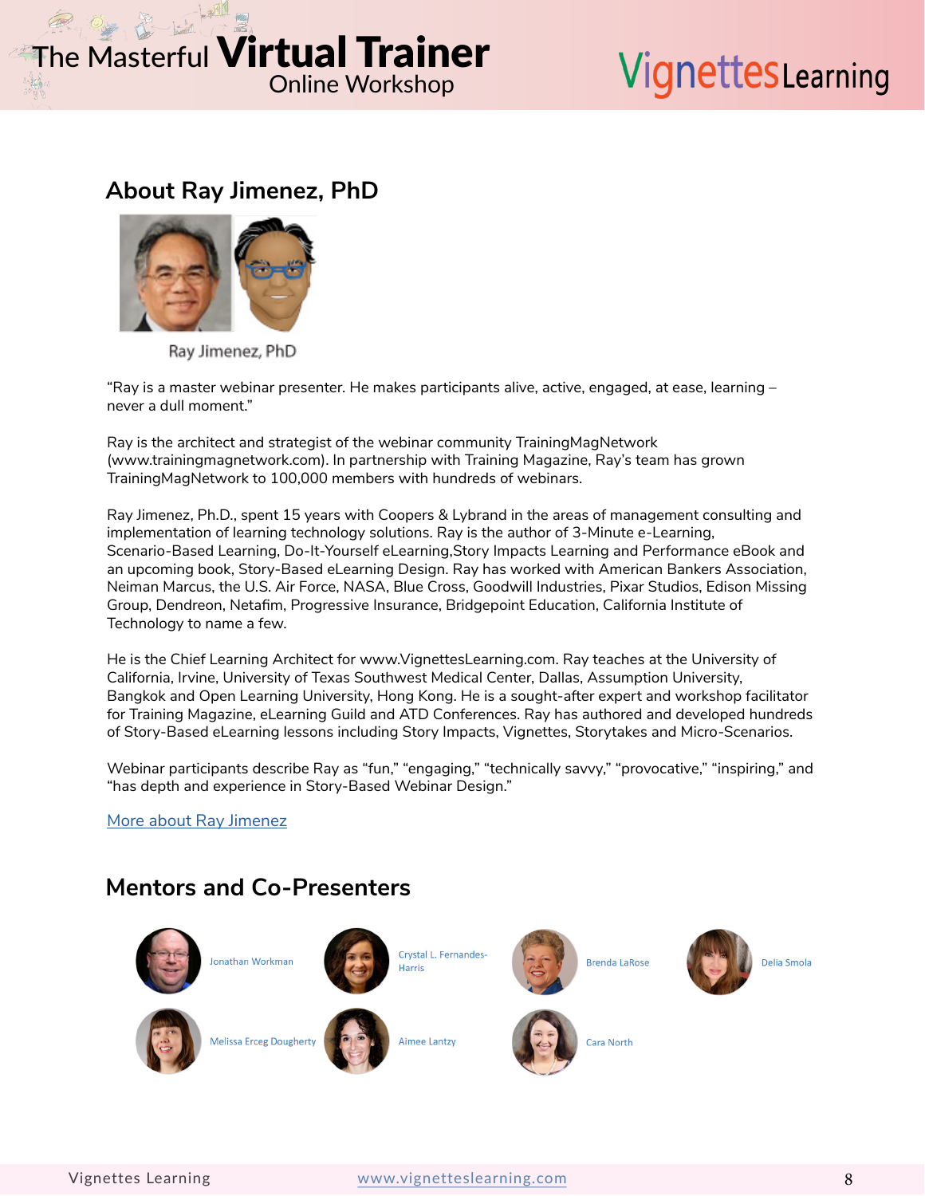## About Ray Jimenez, PhD

Ray Jimenez, PhD

"Ray is a master webinar presenter. He makes participants alive, active, engaged, at ease, learning – never a dull moment."

Ray is the architect and strategist of the webinar community TrainingMagNetwork (www.trainingmagnetwork.com). In partnership with Training Magazine, Ray's team has grown TrainingMagNetwork to 100,000 members with hundreds of webinars.

Ray Jimenez, Ph.D., spent 15 years with Coopers & Lybrand in the areas of management consulting and implementation of learning technology solutions. Ray is the author of 3-Minute e-Learning, Scenario-Based Learning, Do-It-Yourself eLearning,Story Impacts Learning and Performance eBook and an upcoming book, Story-Based eLearning Design. Ray has worked with American Bankers Association, Neiman Marcus, the U.S. Air Force, NASA, Blue Cross, Goodwill Industries, Pixar Studios, Edison Missing Group, Dendreon, Netafim, Progressive Insurance, Bridgepoint Education, California Institute of Technology to name a few.

He is the Chief Learning Architect for www.VignettesLearning.com. Ray teaches at the University of California, Irvine, University of Texas Southwest Medical Center, Dallas, Assumption University, Bangkok and Open Learning University, Hong Kong. He is a sought-after expert and workshop facilitator for Training Magazine, eLearning Guild and ATD Conferences. Ray has authored and developed hundreds of Story-Based eLearning lessons including Story Impacts, Vignettes, Storytakes and Micro-Scenarios.

Webinar participants describe Ray as "fun," "engaging," "technically savvy," "provocative," "inspiring," and "has depth and experience in Story-Based Webinar Design."

More about Ray Jimenez

## Mentors and Co-Presenters

Jonathan Workman

Crystal L. Fernandes-Harris

Brenda LaRose

Delia Smola

Melissa Erceg Dougherty

Aimee Lantzy

Cara North